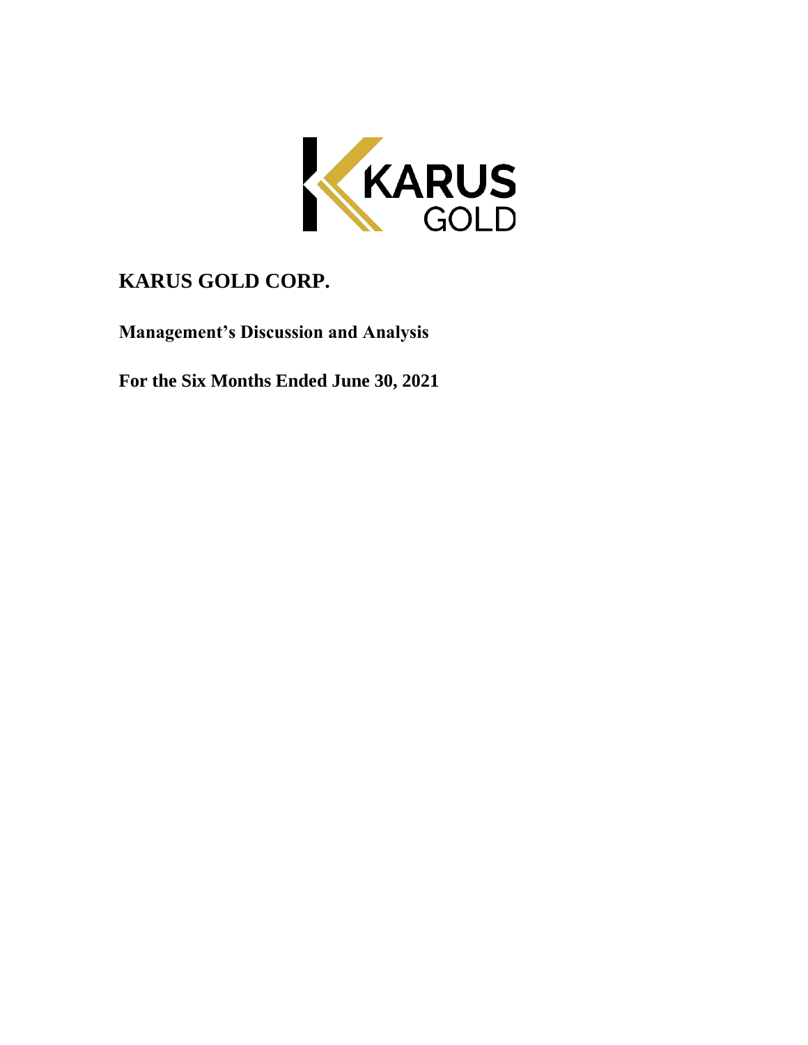# KARUS GOLD CORP.

## Management's Discussion and Analysis

## For the Six Months Ended June 30, 2021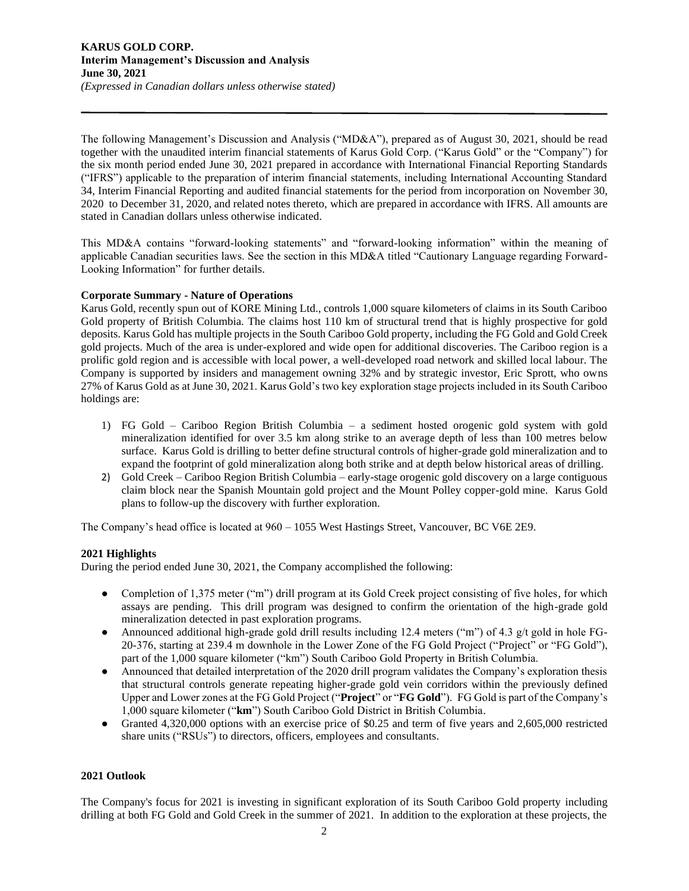The following Management's Discussion and Analysis ("MD&A"), prepared as of August 30, 2021, should be read together with the unaudited interim financial statements of Karus Gold Corp. ("Karus Gold" or the "Company") for the six month period ended June 30, 2021 prepared in accordance with International Financial Reporting Standards ("IFRS") applicable to the preparation of interim financial statements, including International Accounting Standard 34, Interim Financial Reporting and audited financial statements for the period from incorporation on November 30, 2020 to December 31, 2020, and related notes thereto, which are prepared in accordance with IFRS. All amounts are stated in Canadian dollars unless otherwise indicated.

This MD&A contains "forward-looking statements" and "forward-looking information" within the meaning of applicable Canadian securities laws. See the section in this MD&A titled "Cautionary Language regarding Forward-Looking Information" for further details.

**Corporate Summary - Nature of Operations**

Karus Gold, recently spun out of KORE Mining Ltd., controls 1,000 square kilometers of claims in its South Cariboo Gold property of British Columbia. The claims host 110 km of structural trend that is highly prospective for gold deposits. Karus Gold has multiple projects in the South Cariboo Gold property, including the FG Gold and Gold Creek gold projects. Much of the area is under-explored and wide open for additional discoveries. The Cariboo region is a prolific gold region and is accessible with local power, a well-developed road network and skilled local labour. The Company is supported by insiders and management owning 32% and by strategic investor, Eric Sprott, who owns 27% of Karus Gold as at June 30, 2021. Karus Gold's two key exploration stage projects included in its South Cariboo holdings are:

1) FG Gold – Cariboo Region British Columbia – a sediment hosted orogenic gold system with gold mineralization identified for over 3.5 km along strike to an average depth of less than 100 metres below surface. Karus Gold is drilling to better define structural controls of higher-grade gold mineralization and to expand the footprint of gold mineralization along both strike and at depth below historical areas of drilling.
2) Gold Creek – Cariboo Region British Columbia – early-stage orogenic gold discovery on a large contiguous claim block near the Spanish Mountain gold project and the Mount Polley copper-gold mine. Karus Gold plans to follow-up the discovery with further exploration.

The Company's head office is located at 960 – 1055 West Hastings Street, Vancouver, BC V6E 2E9.

**2021 Highlights**

During the period ended June 30, 2021, the Company accomplished the following:

- Completion of 1,375 meter ("m") drill program at its Gold Creek project consisting of five holes, for which assays are pending. This drill program was designed to confirm the orientation of the high-grade gold mineralization detected in past exploration programs.
- Announced additional high-grade gold drill results including 12.4 meters ("m") of 4.3 g/t gold in hole FG-20-376, starting at 239.4 m downhole in the Lower Zone of the FG Gold Project ("Project" or "FG Gold"), part of the 1,000 square kilometer ("km") South Cariboo Gold Property in British Columbia.
- Announced that detailed interpretation of the 2020 drill program validates the Company's exploration thesis that structural controls generate repeating higher-grade gold vein corridors within the previously defined Upper and Lower zones at the FG Gold Project ("**Project**" or "**FG Gold**"). FG Gold is part of the Company's 1,000 square kilometer ("**km**") South Cariboo Gold District in British Columbia.
- Granted 4,320,000 options with an exercise price of $0.25 and term of five years and 2,605,000 restricted share units ("RSUs") to directors, officers, employees and consultants.

**2021 Outlook**

The Company's focus for 2021 is investing in significant exploration of its South Cariboo Gold property including drilling at both FG Gold and Gold Creek in the summer of 2021. In addition to the exploration at these projects, the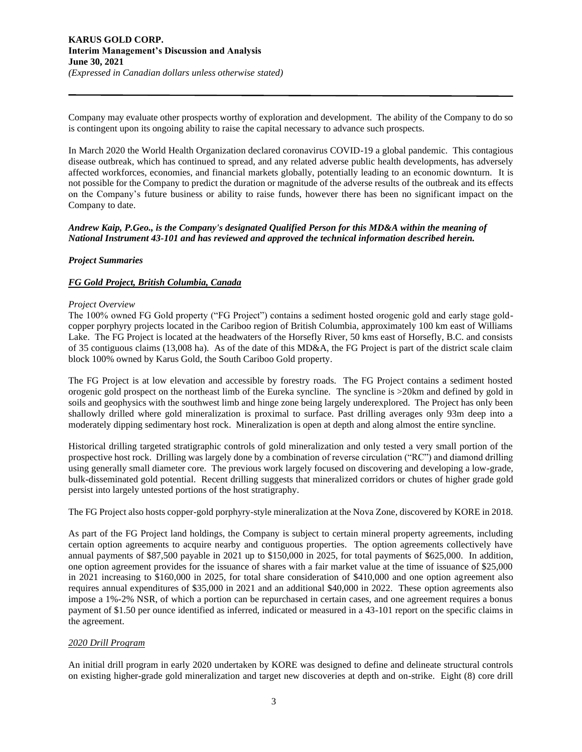Company may evaluate other prospects worthy of exploration and development. The ability of the Company to do so is contingent upon its ongoing ability to raise the capital necessary to advance such prospects.

In March 2020 the World Health Organization declared coronavirus COVID-19 a global pandemic. This contagious disease outbreak, which has continued to spread, and any related adverse public health developments, has adversely affected workforces, economies, and financial markets globally, potentially leading to an economic downturn. It is not possible for the Company to predict the duration or magnitude of the adverse results of the outbreak and its effects on the Company's future business or ability to raise funds, however there has been no significant impact on the Company to date.

***Andrew Kaip, P.Geo., is the Company's designated Qualified Person for this MD&A within the meaning of National Instrument 43-101 and has reviewed and approved the technical information described herein.***

***Project Summaries***

***<u>FG Gold Project, British Columbia, Canada</u>***

*Project Overview*

The 100% owned FG Gold property ("FG Project") contains a sediment hosted orogenic gold and early stage gold-copper porphyry projects located in the Cariboo region of British Columbia, approximately 100 km east of Williams Lake. The FG Project is located at the headwaters of the Horsefly River, 50 kms east of Horsefly, B.C. and consists of 35 contiguous claims (13,008 ha). As of the date of this MD&A, the FG Project is part of the district scale claim block 100% owned by Karus Gold, the South Cariboo Gold property.

The FG Project is at low elevation and accessible by forestry roads. The FG Project contains a sediment hosted orogenic gold prospect on the northeast limb of the Eureka syncline. The syncline is >20km and defined by gold in soils and geophysics with the southwest limb and hinge zone being largely underexplored. The Project has only been shallowly drilled where gold mineralization is proximal to surface. Past drilling averages only 93m deep into a moderately dipping sedimentary host rock. Mineralization is open at depth and along almost the entire syncline.

Historical drilling targeted stratigraphic controls of gold mineralization and only tested a very small portion of the prospective host rock. Drilling was largely done by a combination of reverse circulation ("RC") and diamond drilling using generally small diameter core. The previous work largely focused on discovering and developing a low-grade, bulk-disseminated gold potential. Recent drilling suggests that mineralized corridors or chutes of higher grade gold persist into largely untested portions of the host stratigraphy.

The FG Project also hosts copper-gold porphyry-style mineralization at the Nova Zone, discovered by KORE in 2018.

As part of the FG Project land holdings, the Company is subject to certain mineral property agreements, including certain option agreements to acquire nearby and contiguous properties. The option agreements collectively have annual payments of $87,500 payable in 2021 up to $150,000 in 2025, for total payments of $625,000. In addition, one option agreement provides for the issuance of shares with a fair market value at the time of issuance of $25,000 in 2021 increasing to $160,000 in 2025, for total share consideration of $410,000 and one option agreement also requires annual expenditures of $35,000 in 2021 and an additional $40,000 in 2022. These option agreements also impose a 1%-2% NSR, of which a portion can be repurchased in certain cases, and one agreement requires a bonus payment of $1.50 per ounce identified as inferred, indicated or measured in a 43-101 report on the specific claims in the agreement.

*<u>2020 Drill Program</u>*

An initial drill program in early 2020 undertaken by KORE was designed to define and delineate structural controls on existing higher-grade gold mineralization and target new discoveries at depth and on-strike. Eight (8) core drill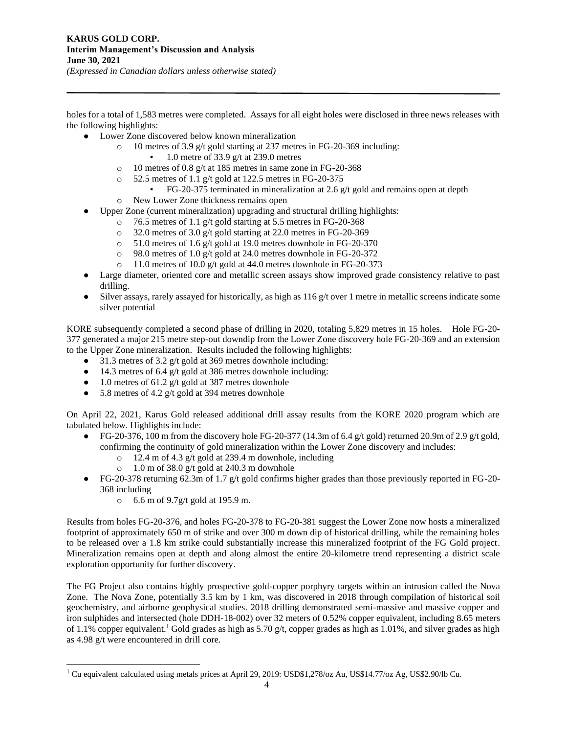holes for a total of 1,583 metres were completed. Assays for all eight holes were disclosed in three news releases with the following highlights:

- Lower Zone discovered below known mineralization
  - 10 metres of 3.9 g/t gold starting at 237 metres in FG-20-369 including:
    - 1.0 metre of 33.9 g/t at 239.0 metres
  - 10 metres of 0.8 g/t at 185 metres in same zone in FG-20-368
  - 52.5 metres of 1.1 g/t gold at 122.5 metres in FG-20-375
    - FG-20-375 terminated in mineralization at 2.6 g/t gold and remains open at depth
  - New Lower Zone thickness remains open
- Upper Zone (current mineralization) upgrading and structural drilling highlights:
  - 76.5 metres of 1.1 g/t gold starting at 5.5 metres in FG-20-368
  - 32.0 metres of 3.0 g/t gold starting at 22.0 metres in FG-20-369
  - 51.0 metres of 1.6 g/t gold at 19.0 metres downhole in FG-20-370
  - 98.0 metres of 1.0 g/t gold at 24.0 metres downhole in FG-20-372
  - 11.0 metres of 10.0 g/t gold at 44.0 metres downhole in FG-20-373
- Large diameter, oriented core and metallic screen assays show improved grade consistency relative to past drilling.
- Silver assays, rarely assayed for historically, as high as 116 g/t over 1 metre in metallic screens indicate some silver potential

KORE subsequently completed a second phase of drilling in 2020, totaling 5,829 metres in 15 holes. Hole FG-20-377 generated a major 215 metre step-out downdip from the Lower Zone discovery hole FG-20-369 and an extension to the Upper Zone mineralization. Results included the following highlights:

- 31.3 metres of 3.2 g/t gold at 369 metres downhole including:
- 14.3 metres of 6.4 g/t gold at 386 metres downhole including:
- 1.0 metres of 61.2 g/t gold at 387 metres downhole
- 5.8 metres of 4.2 g/t gold at 394 metres downhole

On April 22, 2021, Karus Gold released additional drill assay results from the KORE 2020 program which are tabulated below. Highlights include:

- FG-20-376, 100 m from the discovery hole FG-20-377 (14.3m of 6.4 g/t gold) returned 20.9m of 2.9 g/t gold, confirming the continuity of gold mineralization within the Lower Zone discovery and includes:
  - 12.4 m of 4.3 g/t gold at 239.4 m downhole, including
  - 1.0 m of 38.0 g/t gold at 240.3 m downhole
- FG-20-378 returning 62.3m of 1.7 g/t gold confirms higher grades than those previously reported in FG-20-368 including
  - 6.6 m of 9.7g/t gold at 195.9 m.

Results from holes FG-20-376, and holes FG-20-378 to FG-20-381 suggest the Lower Zone now hosts a mineralized footprint of approximately 650 m of strike and over 300 m down dip of historical drilling, while the remaining holes to be released over a 1.8 km strike could substantially increase this mineralized footprint of the FG Gold project. Mineralization remains open at depth and along almost the entire 20-kilometre trend representing a district scale exploration opportunity for further discovery.

The FG Project also contains highly prospective gold-copper porphyry targets within an intrusion called the Nova Zone. The Nova Zone, potentially 3.5 km by 1 km, was discovered in 2018 through compilation of historical soil geochemistry, and airborne geophysical studies. 2018 drilling demonstrated semi-massive and massive copper and iron sulphides and intersected (hole DDH-18-002) over 32 meters of 0.52% copper equivalent, including 8.65 meters of 1.1% copper equivalent.[1] Gold grades as high as 5.70 g/t, copper grades as high as 1.01%, and silver grades as high as 4.98 g/t were encountered in drill core.

[1] Cu equivalent calculated using metals prices at April 29, 2019: USD$1,278/oz Au, US$14.77/oz Ag, US$2.90/lb Cu.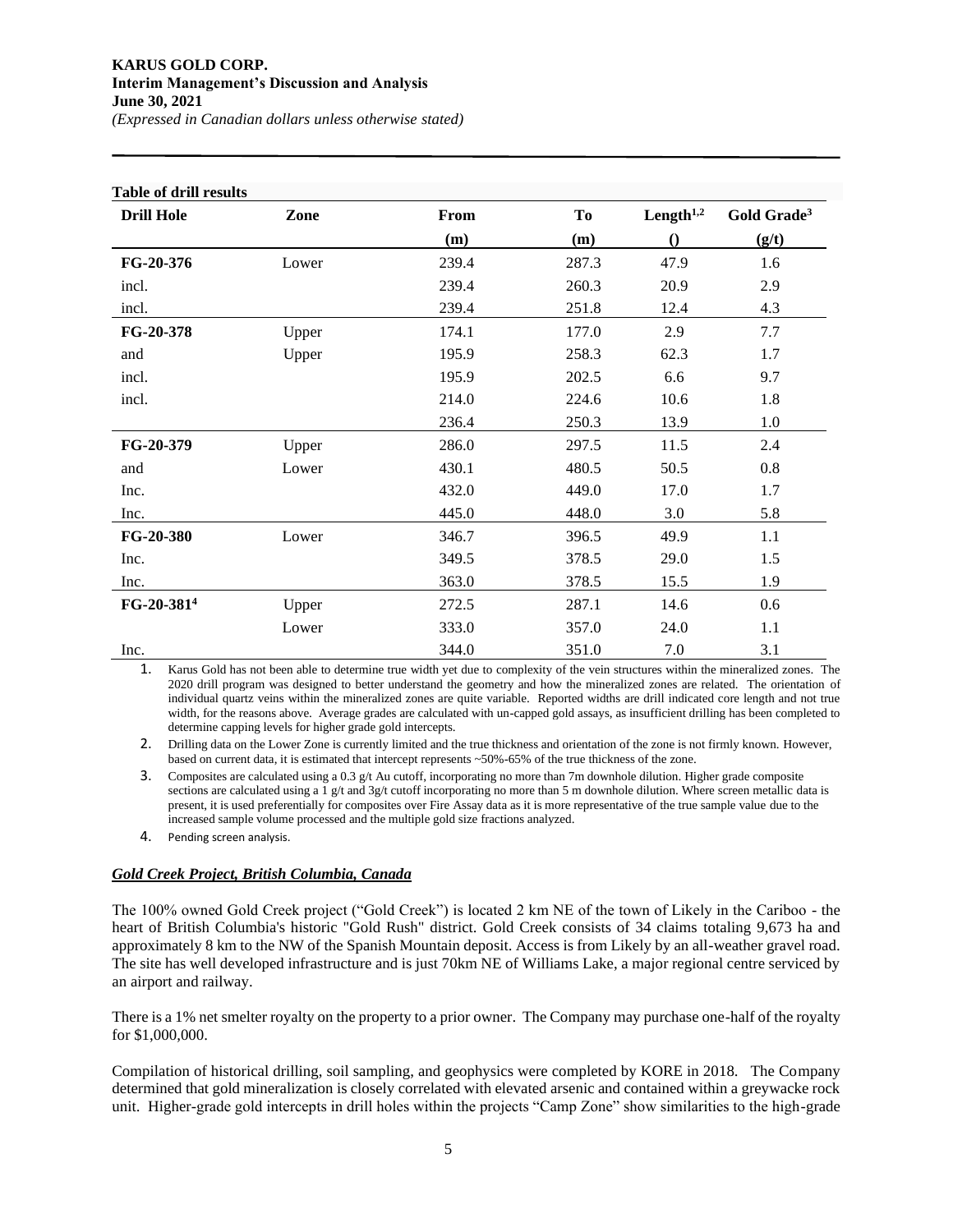**Table of drill results**

| Drill Hole | Zone | From (m) | To (m) | Length[1,2] () | Gold Grade[3] (g/t) |
|---|---|---|---|---|---|
| **FG-20-376** | Lower | 239.4 | 287.3 | 47.9 | 1.6 |
| incl. | | 239.4 | 260.3 | 20.9 | 2.9 |
| incl. | | 239.4 | 251.8 | 12.4 | 4.3 |
| **FG-20-378** | Upper | 174.1 | 177.0 | 2.9 | 7.7 |
| and | Upper | 195.9 | 258.3 | 62.3 | 1.7 |
| incl. | | 195.9 | 202.5 | 6.6 | 9.7 |
| incl. | | 214.0 | 224.6 | 10.6 | 1.8 |
| | | 236.4 | 250.3 | 13.9 | 1.0 |
| **FG-20-379** | Upper | 286.0 | 297.5 | 11.5 | 2.4 |
| and | Lower | 430.1 | 480.5 | 50.5 | 0.8 |
| Inc. | | 432.0 | 449.0 | 17.0 | 1.7 |
| Inc. | | 445.0 | 448.0 | 3.0 | 5.8 |
| **FG-20-380** | Lower | 346.7 | 396.5 | 49.9 | 1.1 |
| Inc. | | 349.5 | 378.5 | 29.0 | 1.5 |
| Inc. | | 363.0 | 378.5 | 15.5 | 1.9 |
| **FG-20-381[4]** | Upper | 272.5 | 287.1 | 14.6 | 0.6 |
| | Lower | 333.0 | 357.0 | 24.0 | 1.1 |
| Inc. | | 344.0 | 351.0 | 7.0 | 3.1 |

1. Karus Gold has not been able to determine true width yet due to complexity of the vein structures within the mineralized zones. The 2020 drill program was designed to better understand the geometry and how the mineralized zones are related. The orientation of individual quartz veins within the mineralized zones are quite variable. Reported widths are drill indicated core length and not true width, for the reasons above. Average grades are calculated with un-capped gold assays, as insufficient drilling has been completed to determine capping levels for higher grade gold intercepts.
2. Drilling data on the Lower Zone is currently limited and the true thickness and orientation of the zone is not firmly known. However, based on current data, it is estimated that intercept represents ~50%-65% of the true thickness of the zone.
3. Composites are calculated using a 0.3 g/t Au cutoff, incorporating no more than 7m downhole dilution. Higher grade composite sections are calculated using a 1 g/t and 3g/t cutoff incorporating no more than 5 m downhole dilution. Where screen metallic data is present, it is used preferentially for composites over Fire Assay data as it is more representative of the true sample value due to the increased sample volume processed and the multiple gold size fractions analyzed.
4. Pending screen analysis.

### ***Gold Creek Project, British Columbia, Canada***

The 100% owned Gold Creek project ("Gold Creek") is located 2 km NE of the town of Likely in the Cariboo - the heart of British Columbia's historic "Gold Rush" district. Gold Creek consists of 34 claims totaling 9,673 ha and approximately 8 km to the NW of the Spanish Mountain deposit. Access is from Likely by an all-weather gravel road. The site has well developed infrastructure and is just 70km NE of Williams Lake, a major regional centre serviced by an airport and railway.

There is a 1% net smelter royalty on the property to a prior owner. The Company may purchase one-half of the royalty for $1,000,000.

Compilation of historical drilling, soil sampling, and geophysics were completed by KORE in 2018. The Company determined that gold mineralization is closely correlated with elevated arsenic and contained within a greywacke rock unit. Higher-grade gold intercepts in drill holes within the projects "Camp Zone" show similarities to the high-grade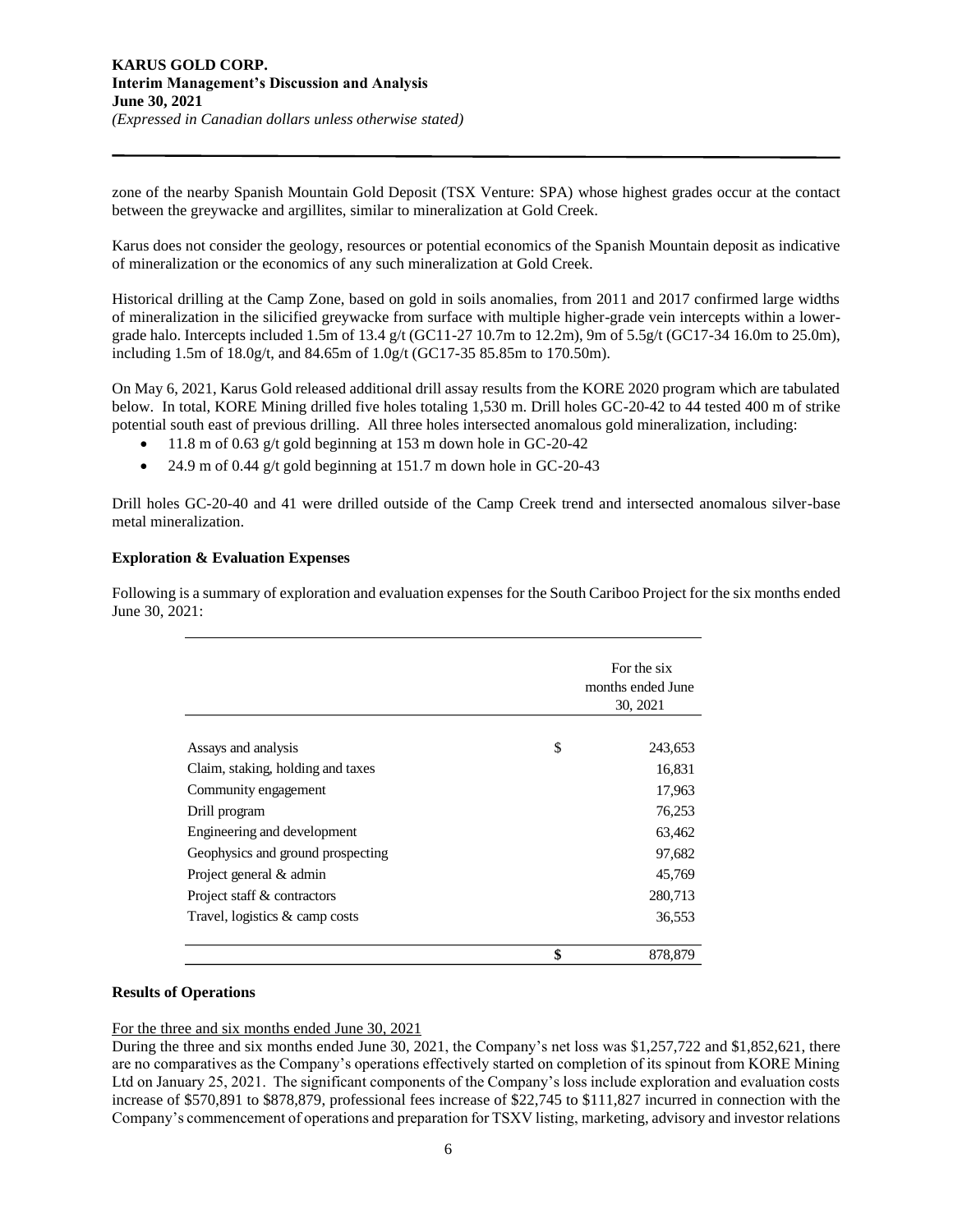zone of the nearby Spanish Mountain Gold Deposit (TSX Venture: SPA) whose highest grades occur at the contact between the greywacke and argillites, similar to mineralization at Gold Creek.

Karus does not consider the geology, resources or potential economics of the Spanish Mountain deposit as indicative of mineralization or the economics of any such mineralization at Gold Creek.

Historical drilling at the Camp Zone, based on gold in soils anomalies, from 2011 and 2017 confirmed large widths of mineralization in the silicified greywacke from surface with multiple higher-grade vein intercepts within a lower-grade halo. Intercepts included 1.5m of 13.4 g/t (GC11-27 10.7m to 12.2m), 9m of 5.5g/t (GC17-34 16.0m to 25.0m), including 1.5m of 18.0g/t, and 84.65m of 1.0g/t (GC17-35 85.85m to 170.50m).

On May 6, 2021, Karus Gold released additional drill assay results from the KORE 2020 program which are tabulated below. In total, KORE Mining drilled five holes totaling 1,530 m. Drill holes GC-20-42 to 44 tested 400 m of strike potential south east of previous drilling. All three holes intersected anomalous gold mineralization, including:

- 11.8 m of 0.63 g/t gold beginning at 153 m down hole in GC-20-42
- 24.9 m of 0.44 g/t gold beginning at 151.7 m down hole in GC-20-43

Drill holes GC-20-40 and 41 were drilled outside of the Camp Creek trend and intersected anomalous silver-base metal mineralization.

**Exploration & Evaluation Expenses**

Following is a summary of exploration and evaluation expenses for the South Cariboo Project for the six months ended June 30, 2021:

| | | For the six months ended June 30, 2021 |
|---|---|---|
| Assays and analysis | $ | 243,653 |
| Claim, staking, holding and taxes | | 16,831 |
| Community engagement | | 17,963 |
| Drill program | | 76,253 |
| Engineering and development | | 63,462 |
| Geophysics and ground prospecting | | 97,682 |
| Project general & admin | | 45,769 |
| Project staff & contractors | | 280,713 |
| Travel, logistics & camp costs | | 36,553 |
| | **$** | 878,879 |

**Results of Operations**

For the three and six months ended June 30, 2021

During the three and six months ended June 30, 2021, the Company's net loss was $1,257,722 and $1,852,621, there are no comparatives as the Company's operations effectively started on completion of its spinout from KORE Mining Ltd on January 25, 2021. The significant components of the Company's loss include exploration and evaluation costs increase of $570,891 to $878,879, professional fees increase of $22,745 to $111,827 incurred in connection with the Company's commencement of operations and preparation for TSXV listing, marketing, advisory and investor relations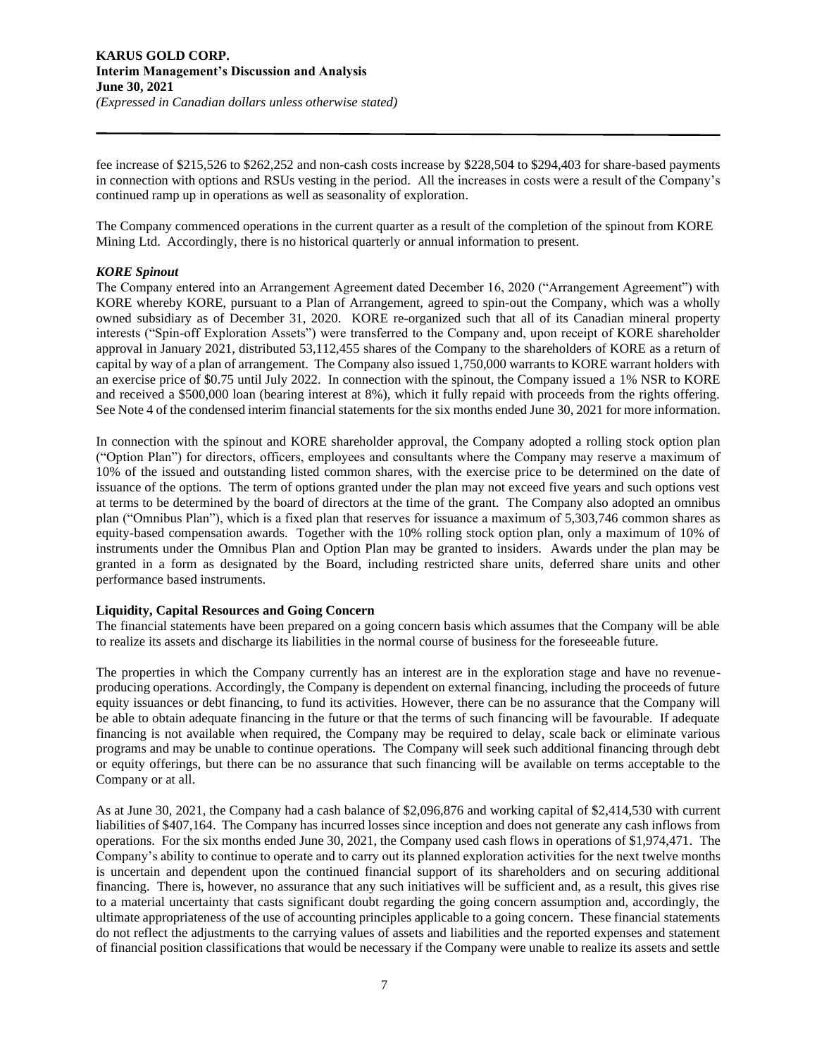fee increase of $215,526 to $262,252 and non-cash costs increase by $228,504 to $294,403 for share-based payments in connection with options and RSUs vesting in the period. All the increases in costs were a result of the Company's continued ramp up in operations as well as seasonality of exploration.

The Company commenced operations in the current quarter as a result of the completion of the spinout from KORE Mining Ltd. Accordingly, there is no historical quarterly or annual information to present.

***KORE Spinout***

The Company entered into an Arrangement Agreement dated December 16, 2020 ("Arrangement Agreement") with KORE whereby KORE, pursuant to a Plan of Arrangement, agreed to spin-out the Company, which was a wholly owned subsidiary as of December 31, 2020. KORE re-organized such that all of its Canadian mineral property interests ("Spin-off Exploration Assets") were transferred to the Company and, upon receipt of KORE shareholder approval in January 2021, distributed 53,112,455 shares of the Company to the shareholders of KORE as a return of capital by way of a plan of arrangement. The Company also issued 1,750,000 warrants to KORE warrant holders with an exercise price of $0.75 until July 2022. In connection with the spinout, the Company issued a 1% NSR to KORE and received a $500,000 loan (bearing interest at 8%), which it fully repaid with proceeds from the rights offering. See Note 4 of the condensed interim financial statements for the six months ended June 30, 2021 for more information.

In connection with the spinout and KORE shareholder approval, the Company adopted a rolling stock option plan ("Option Plan") for directors, officers, employees and consultants where the Company may reserve a maximum of 10% of the issued and outstanding listed common shares, with the exercise price to be determined on the date of issuance of the options. The term of options granted under the plan may not exceed five years and such options vest at terms to be determined by the board of directors at the time of the grant. The Company also adopted an omnibus plan ("Omnibus Plan"), which is a fixed plan that reserves for issuance a maximum of 5,303,746 common shares as equity-based compensation awards. Together with the 10% rolling stock option plan, only a maximum of 10% of instruments under the Omnibus Plan and Option Plan may be granted to insiders. Awards under the plan may be granted in a form as designated by the Board, including restricted share units, deferred share units and other performance based instruments.

## Liquidity, Capital Resources and Going Concern

The financial statements have been prepared on a going concern basis which assumes that the Company will be able to realize its assets and discharge its liabilities in the normal course of business for the foreseeable future.

The properties in which the Company currently has an interest are in the exploration stage and have no revenue-producing operations. Accordingly, the Company is dependent on external financing, including the proceeds of future equity issuances or debt financing, to fund its activities. However, there can be no assurance that the Company will be able to obtain adequate financing in the future or that the terms of such financing will be favourable. If adequate financing is not available when required, the Company may be required to delay, scale back or eliminate various programs and may be unable to continue operations. The Company will seek such additional financing through debt or equity offerings, but there can be no assurance that such financing will be available on terms acceptable to the Company or at all.

As at June 30, 2021, the Company had a cash balance of $2,096,876 and working capital of $2,414,530 with current liabilities of $407,164. The Company has incurred losses since inception and does not generate any cash inflows from operations. For the six months ended June 30, 2021, the Company used cash flows in operations of $1,974,471. The Company's ability to continue to operate and to carry out its planned exploration activities for the next twelve months is uncertain and dependent upon the continued financial support of its shareholders and on securing additional financing. There is, however, no assurance that any such initiatives will be sufficient and, as a result, this gives rise to a material uncertainty that casts significant doubt regarding the going concern assumption and, accordingly, the ultimate appropriateness of the use of accounting principles applicable to a going concern. These financial statements do not reflect the adjustments to the carrying values of assets and liabilities and the reported expenses and statement of financial position classifications that would be necessary if the Company were unable to realize its assets and settle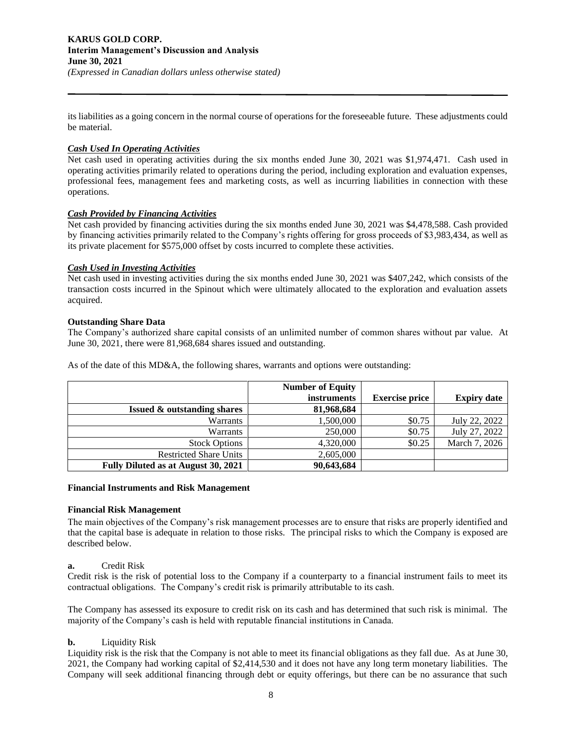its liabilities as a going concern in the normal course of operations for the foreseeable future. These adjustments could be material.

***Cash Used In Operating Activities***

Net cash used in operating activities during the six months ended June 30, 2021 was $1,974,471. Cash used in operating activities primarily related to operations during the period, including exploration and evaluation expenses, professional fees, management fees and marketing costs, as well as incurring liabilities in connection with these operations.

***Cash Provided by Financing Activities***

Net cash provided by financing activities during the six months ended June 30, 2021 was $4,478,588. Cash provided by financing activities primarily related to the Company's rights offering for gross proceeds of $3,983,434, as well as its private placement for $575,000 offset by costs incurred to complete these activities.

***Cash Used in Investing Activities***

Net cash used in investing activities during the six months ended June 30, 2021 was $407,242, which consists of the transaction costs incurred in the Spinout which were ultimately allocated to the exploration and evaluation assets acquired.

**Outstanding Share Data**

The Company's authorized share capital consists of an unlimited number of common shares without par value. At June 30, 2021, there were 81,968,684 shares issued and outstanding.

As of the date of this MD&A, the following shares, warrants and options were outstanding:

| | Number of Equity instruments | Exercise price | Expiry date |
|---|---|---|---|
| **Issued & outstanding shares** | **81,968,684** | | |
| Warrants | 1,500,000 | $0.75 | July 22, 2022 |
| Warrants | 250,000 | $0.75 | July 27, 2022 |
| Stock Options | 4,320,000 | $0.25 | March 7, 2026 |
| Restricted Share Units | 2,605,000 | | |
| **Fully Diluted as at August 30, 2021** | **90,643,684** | | |

**Financial Instruments and Risk Management**

**Financial Risk Management**

The main objectives of the Company's risk management processes are to ensure that risks are properly identified and that the capital base is adequate in relation to those risks. The principal risks to which the Company is exposed are described below.

**a.** Credit Risk

Credit risk is the risk of potential loss to the Company if a counterparty to a financial instrument fails to meet its contractual obligations. The Company's credit risk is primarily attributable to its cash.

The Company has assessed its exposure to credit risk on its cash and has determined that such risk is minimal. The majority of the Company's cash is held with reputable financial institutions in Canada.

**b.** Liquidity Risk

Liquidity risk is the risk that the Company is not able to meet its financial obligations as they fall due. As at June 30, 2021, the Company had working capital of $2,414,530 and it does not have any long term monetary liabilities. The Company will seek additional financing through debt or equity offerings, but there can be no assurance that such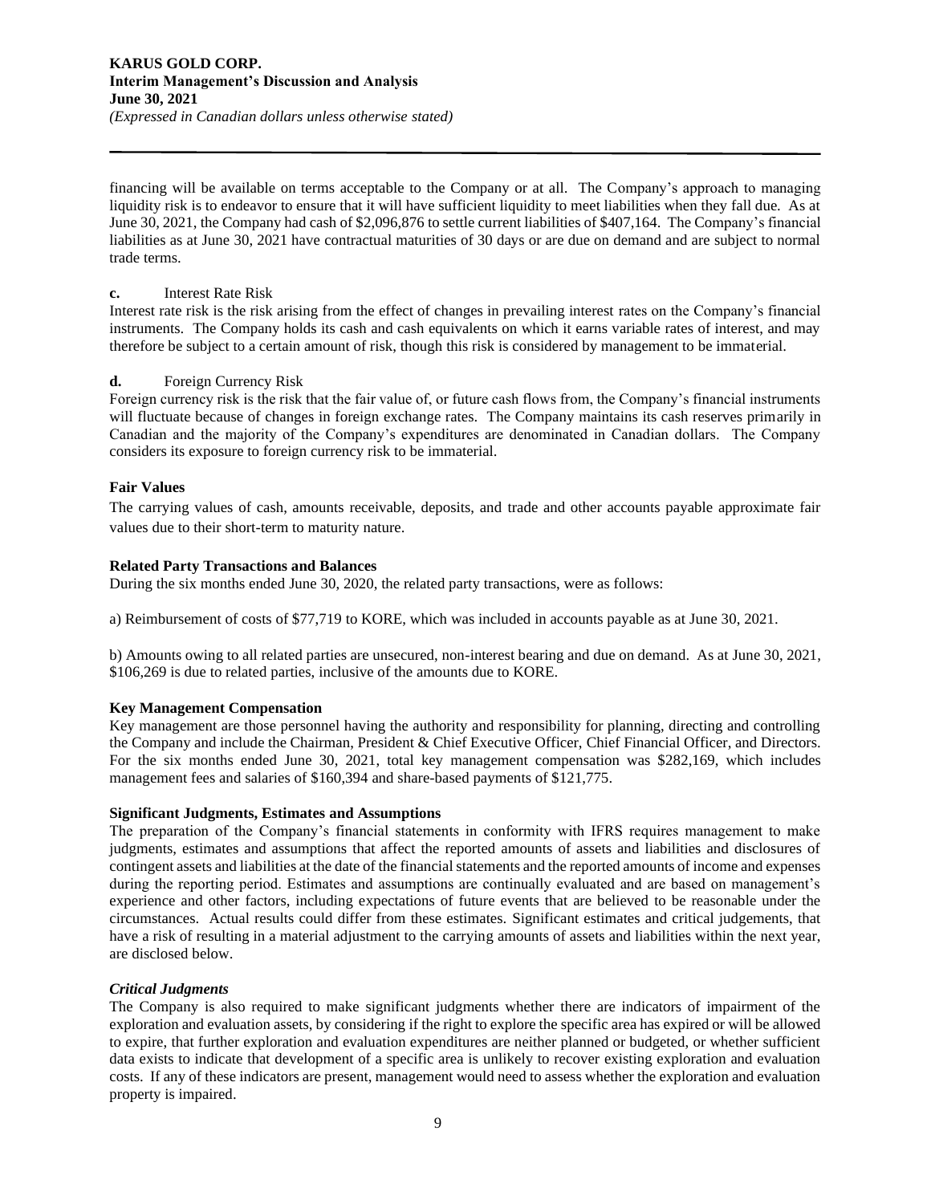financing will be available on terms acceptable to the Company or at all. The Company's approach to managing liquidity risk is to endeavor to ensure that it will have sufficient liquidity to meet liabilities when they fall due. As at June 30, 2021, the Company had cash of $2,096,876 to settle current liabilities of $407,164. The Company's financial liabilities as at June 30, 2021 have contractual maturities of 30 days or are due on demand and are subject to normal trade terms.

**c.** Interest Rate Risk

Interest rate risk is the risk arising from the effect of changes in prevailing interest rates on the Company's financial instruments. The Company holds its cash and cash equivalents on which it earns variable rates of interest, and may therefore be subject to a certain amount of risk, though this risk is considered by management to be immaterial.

**d.** Foreign Currency Risk

Foreign currency risk is the risk that the fair value of, or future cash flows from, the Company's financial instruments will fluctuate because of changes in foreign exchange rates. The Company maintains its cash reserves primarily in Canadian and the majority of the Company's expenditures are denominated in Canadian dollars. The Company considers its exposure to foreign currency risk to be immaterial.

**Fair Values**

The carrying values of cash, amounts receivable, deposits, and trade and other accounts payable approximate fair values due to their short-term to maturity nature.

**Related Party Transactions and Balances**

During the six months ended June 30, 2020, the related party transactions, were as follows:

a) Reimbursement of costs of $77,719 to KORE, which was included in accounts payable as at June 30, 2021.

b) Amounts owing to all related parties are unsecured, non-interest bearing and due on demand. As at June 30, 2021, $106,269 is due to related parties, inclusive of the amounts due to KORE.

**Key Management Compensation**

Key management are those personnel having the authority and responsibility for planning, directing and controlling the Company and include the Chairman, President & Chief Executive Officer, Chief Financial Officer, and Directors. For the six months ended June 30, 2021, total key management compensation was $282,169, which includes management fees and salaries of $160,394 and share-based payments of $121,775.

**Significant Judgments, Estimates and Assumptions**

The preparation of the Company's financial statements in conformity with IFRS requires management to make judgments, estimates and assumptions that affect the reported amounts of assets and liabilities and disclosures of contingent assets and liabilities at the date of the financial statements and the reported amounts of income and expenses during the reporting period. Estimates and assumptions are continually evaluated and are based on management's experience and other factors, including expectations of future events that are believed to be reasonable under the circumstances. Actual results could differ from these estimates. Significant estimates and critical judgements, that have a risk of resulting in a material adjustment to the carrying amounts of assets and liabilities within the next year, are disclosed below.

***Critical Judgments***

The Company is also required to make significant judgments whether there are indicators of impairment of the exploration and evaluation assets, by considering if the right to explore the specific area has expired or will be allowed to expire, that further exploration and evaluation expenditures are neither planned or budgeted, or whether sufficient data exists to indicate that development of a specific area is unlikely to recover existing exploration and evaluation costs. If any of these indicators are present, management would need to assess whether the exploration and evaluation property is impaired.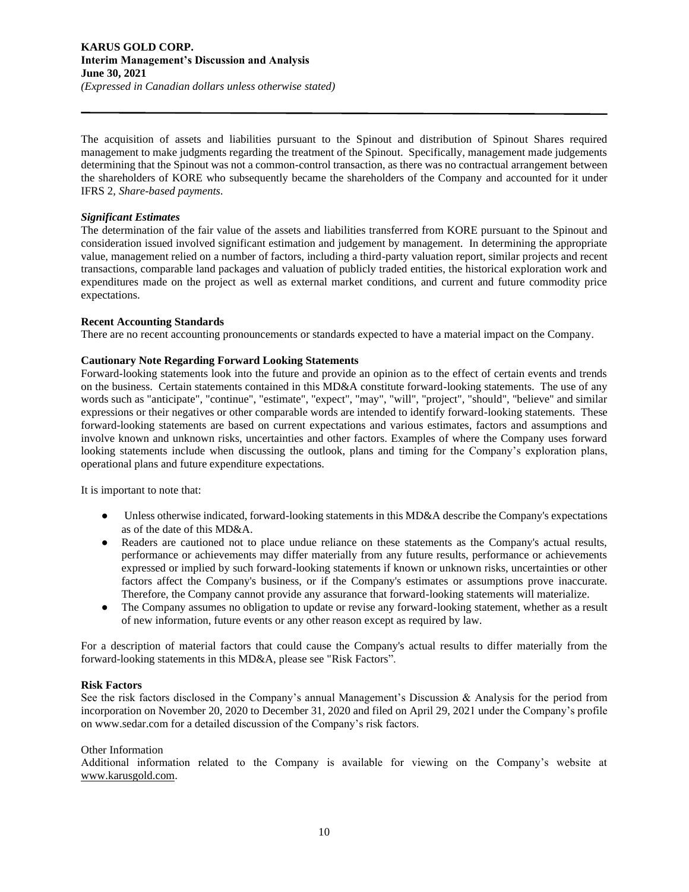The acquisition of assets and liabilities pursuant to the Spinout and distribution of Spinout Shares required management to make judgments regarding the treatment of the Spinout. Specifically, management made judgements determining that the Spinout was not a common-control transaction, as there was no contractual arrangement between the shareholders of KORE who subsequently became the shareholders of the Company and accounted for it under IFRS 2, *Share-based payments*.

***Significant Estimates***

The determination of the fair value of the assets and liabilities transferred from KORE pursuant to the Spinout and consideration issued involved significant estimation and judgement by management. In determining the appropriate value, management relied on a number of factors, including a third-party valuation report, similar projects and recent transactions, comparable land packages and valuation of publicly traded entities, the historical exploration work and expenditures made on the project as well as external market conditions, and current and future commodity price expectations.

**Recent Accounting Standards**

There are no recent accounting pronouncements or standards expected to have a material impact on the Company.

**Cautionary Note Regarding Forward Looking Statements**

Forward-looking statements look into the future and provide an opinion as to the effect of certain events and trends on the business. Certain statements contained in this MD&A constitute forward-looking statements. The use of any words such as "anticipate", "continue", "estimate", "expect", "may", "will", "project", "should", "believe" and similar expressions or their negatives or other comparable words are intended to identify forward-looking statements. These forward-looking statements are based on current expectations and various estimates, factors and assumptions and involve known and unknown risks, uncertainties and other factors. Examples of where the Company uses forward looking statements include when discussing the outlook, plans and timing for the Company's exploration plans, operational plans and future expenditure expectations.

It is important to note that:

- Unless otherwise indicated, forward-looking statements in this MD&A describe the Company's expectations as of the date of this MD&A.
- Readers are cautioned not to place undue reliance on these statements as the Company's actual results, performance or achievements may differ materially from any future results, performance or achievements expressed or implied by such forward-looking statements if known or unknown risks, uncertainties or other factors affect the Company's business, or if the Company's estimates or assumptions prove inaccurate. Therefore, the Company cannot provide any assurance that forward-looking statements will materialize.
- The Company assumes no obligation to update or revise any forward-looking statement, whether as a result of new information, future events or any other reason except as required by law.

For a description of material factors that could cause the Company's actual results to differ materially from the forward-looking statements in this MD&A, please see "Risk Factors".

**Risk Factors**

See the risk factors disclosed in the Company's annual Management's Discussion & Analysis for the period from incorporation on November 20, 2020 to December 31, 2020 and filed on April 29, 2021 under the Company's profile on www.sedar.com for a detailed discussion of the Company's risk factors.

Other Information

Additional information related to the Company is available for viewing on the Company's website at www.karusgold.com.